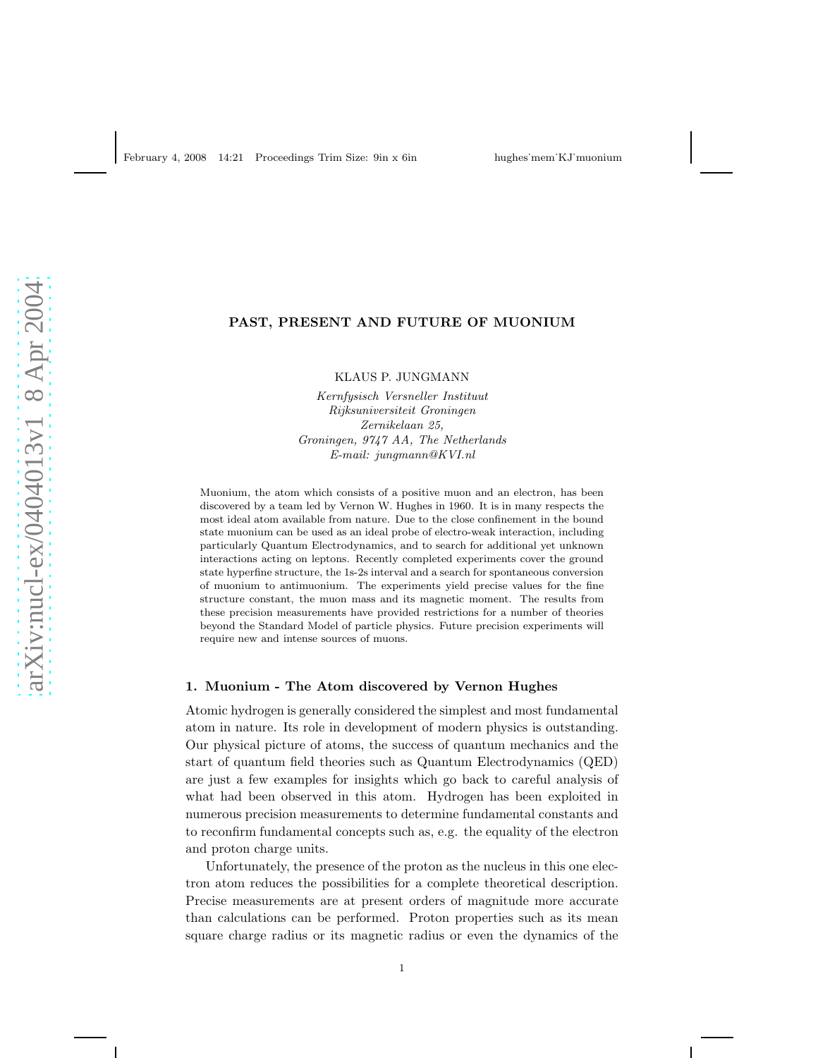# PAST, PRESENT AND FUTURE OF MUONIUM

KLAUS P. JUNGMANN

*Kernfysisch Versneller Instituut*
*Rijksuniversiteit Groningen*
*Zernikelaan 25,*
*Groningen, 9747 AA, The Netherlands*
*E-mail: jungmann@KVI.nl*

Muonium, the atom which consists of a positive muon and an electron, has been discovered by a team led by Vernon W. Hughes in 1960. It is in many respects the most ideal atom available from nature. Due to the close confinement in the bound state muonium can be used as an ideal probe of electro-weak interaction, including particularly Quantum Electrodynamics, and to search for additional yet unknown interactions acting on leptons. Recently completed experiments cover the ground state hyperfine structure, the 1s-2s interval and a search for spontaneous conversion of muonium to antimuonium. The experiments yield precise values for the fine structure constant, the muon mass and its magnetic moment. The results from these precision measurements have provided restrictions for a number of theories beyond the Standard Model of particle physics. Future precision experiments will require new and intense sources of muons.

## 1. Muonium - The Atom discovered by Vernon Hughes

Atomic hydrogen is generally considered the simplest and most fundamental atom in nature. Its role in development of modern physics is outstanding. Our physical picture of atoms, the success of quantum mechanics and the start of quantum field theories such as Quantum Electrodynamics (QED) are just a few examples for insights which go back to careful analysis of what had been observed in this atom. Hydrogen has been exploited in numerous precision measurements to determine fundamental constants and to reconfirm fundamental concepts such as, e.g. the equality of the electron and proton charge units.

Unfortunately, the presence of the proton as the nucleus in this one electron atom reduces the possibilities for a complete theoretical description. Precise measurements are at present orders of magnitude more accurate than calculations can be performed. Proton properties such as its mean square charge radius or its magnetic radius or even the dynamics of the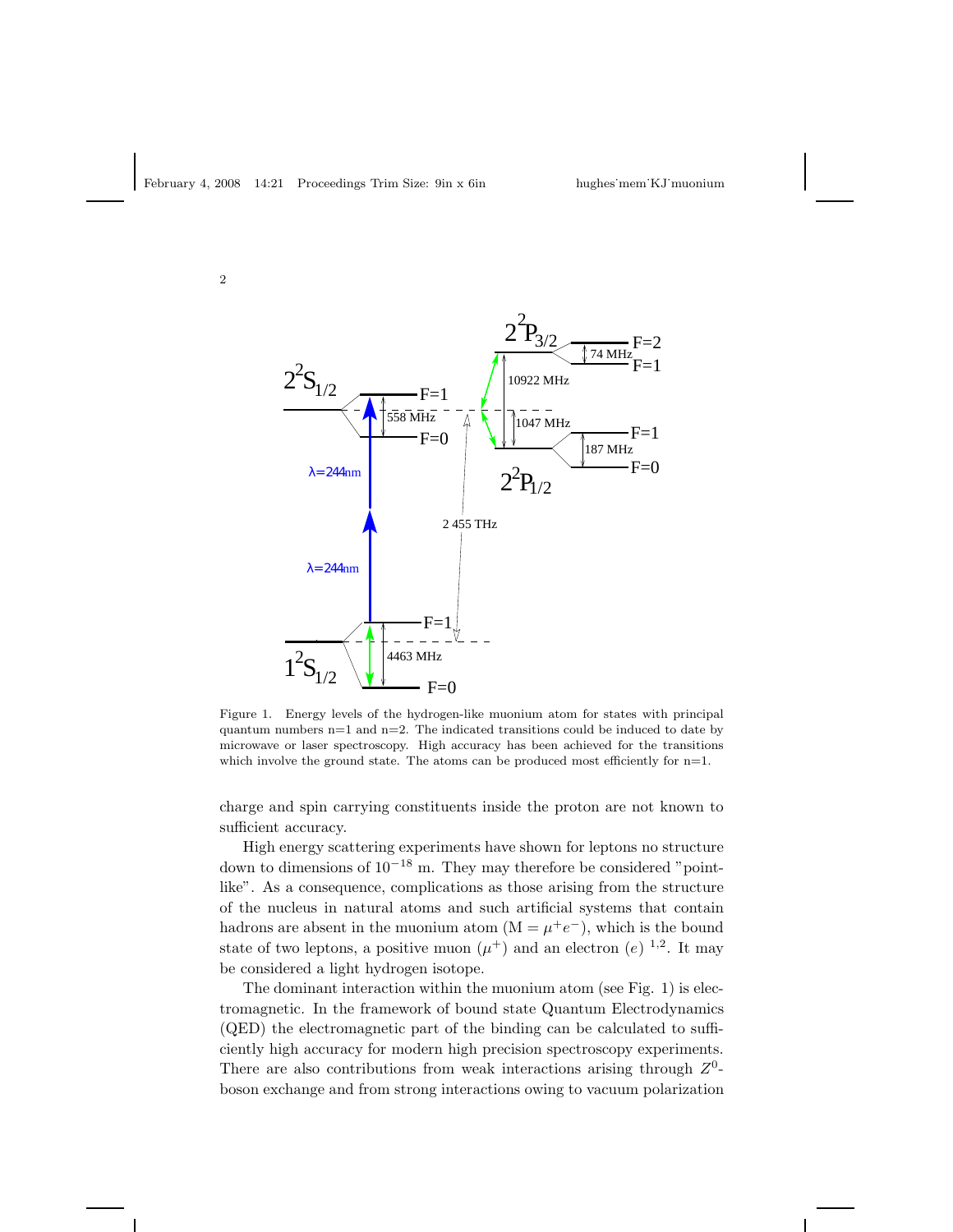Figure 1. Energy levels of the hydrogen-like muonium atom for states with principal quantum numbers n=1 and n=2. The indicated transitions could be induced to date by microwave or laser spectroscopy. High accuracy has been achieved for the transitions which involve the ground state. The atoms can be produced most efficiently for n=1.

charge and spin carrying constituents inside the proton are not known to sufficient accuracy.

High energy scattering experiments have shown for leptons no structure down to dimensions of $10^{-18}$ m. They may therefore be considered "point-like". As a consequence, complications as those arising from the structure of the nucleus in natural atoms and such artificial systems that contain hadrons are absent in the muonium atom ($\mathrm{M} = \mu^+ e^-$), which is the bound state of two leptons, a positive muon ($\mu^+$) and an electron ($e$) [1,2]. It may be considered a light hydrogen isotope.

The dominant interaction within the muonium atom (see Fig. 1) is electromagnetic. In the framework of bound state Quantum Electrodynamics (QED) the electromagnetic part of the binding can be calculated to sufficiently high accuracy for modern high precision spectroscopy experiments. There are also contributions from weak interactions arising through $Z^0$-boson exchange and from strong interactions owing to vacuum polarization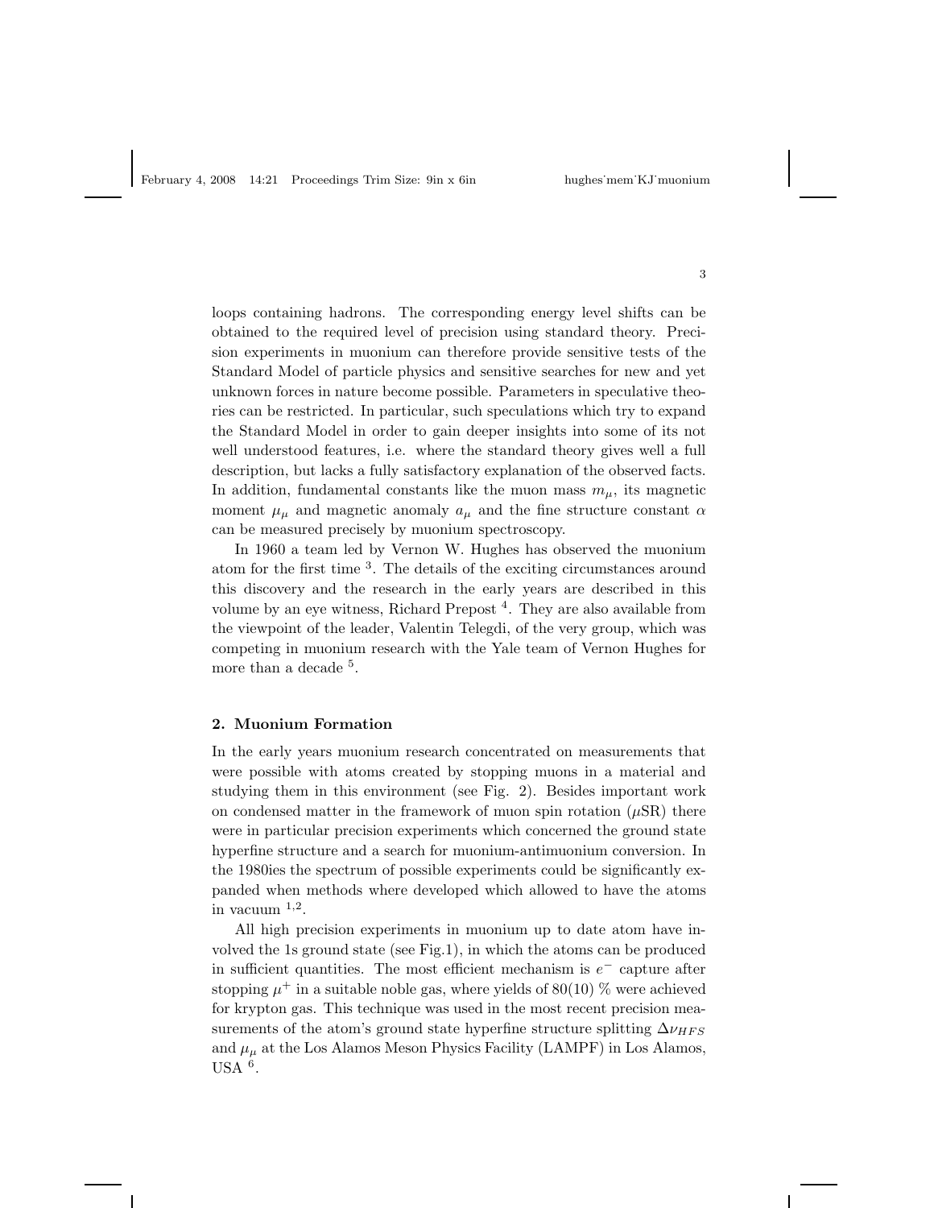loops containing hadrons. The corresponding energy level shifts can be obtained to the required level of precision using standard theory. Precision experiments in muonium can therefore provide sensitive tests of the Standard Model of particle physics and sensitive searches for new and yet unknown forces in nature become possible. Parameters in speculative theories can be restricted. In particular, such speculations which try to expand the Standard Model in order to gain deeper insights into some of its not well understood features, i.e. where the standard theory gives well a full description, but lacks a fully satisfactory explanation of the observed facts. In addition, fundamental constants like the muon mass $m_\mu$, its magnetic moment $\mu_\mu$ and magnetic anomaly $a_\mu$ and the fine structure constant $\alpha$ can be measured precisely by muonium spectroscopy.

In 1960 a team led by Vernon W. Hughes has observed the muonium atom for the first time [3]. The details of the exciting circumstances around this discovery and the research in the early years are described in this volume by an eye witness, Richard Prepost [4]. They are also available from the viewpoint of the leader, Valentin Telegdi, of the very group, which was competing in muonium research with the Yale team of Vernon Hughes for more than a decade [5].

## 2. Muonium Formation

In the early years muonium research concentrated on measurements that were possible with atoms created by stopping muons in a material and studying them in this environment (see Fig. 2). Besides important work on condensed matter in the framework of muon spin rotation ($\mu$SR) there were in particular precision experiments which concerned the ground state hyperfine structure and a search for muonium-antimuonium conversion. In the 1980ies the spectrum of possible experiments could be significantly expanded when methods where developed which allowed to have the atoms in vacuum [1,2].

All high precision experiments in muonium up to date atom have involved the 1s ground state (see Fig.1), in which the atoms can be produced in sufficient quantities. The most efficient mechanism is $e^-$ capture after stopping $\mu^+$ in a suitable noble gas, where yields of 80(10) % were achieved for krypton gas. This technique was used in the most recent precision measurements of the atom's ground state hyperfine structure splitting $\Delta\nu_{HFS}$ and $\mu_\mu$ at the Los Alamos Meson Physics Facility (LAMPF) in Los Alamos, USA [6].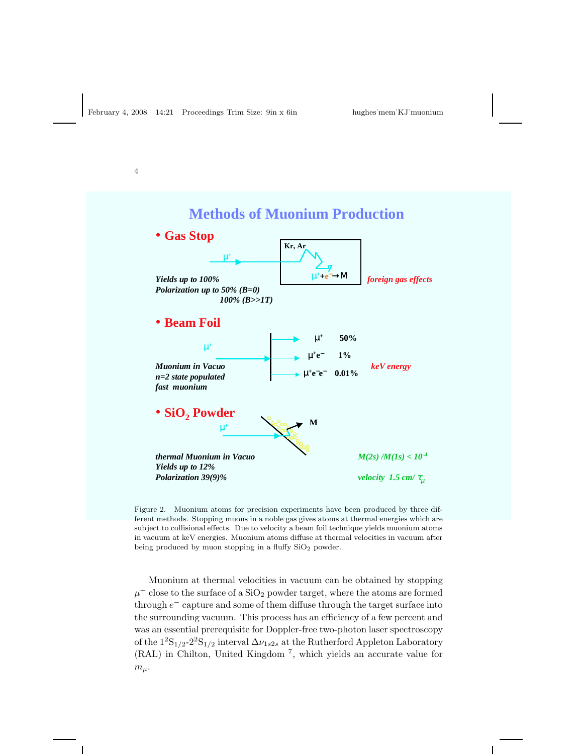## Methods of Muonium Production

- **Gas Stop**

Kr, Ar

$\mu^+$

$\mu^+ + e^- \rightarrow M$

*Yields up to 100%*
*Polarization up to 50% (B=0)*
*100% (B>>1T)*

*foreign gas effects*

- **Beam Foil**

$\mu^+$

| | |
|---|---|
| $\mu^+$ | 50% |
| $\mu^+e^-$ | 1% |
| $\mu^+e^-e^-$ | 0.01% |

*Muonium in Vacuo*
*n=2 state populated*
*fast muonium*

*keV energy*

- **$SiO_2$ Powder**

$\mu^+$

M

*thermal Muonium in Vacuo*
*Yields up to 12%*
*Polarization 39(9)%*

*M(2s) /M(1s) < $10^{-4}$*

*velocity 1.5 cm/ $\tau_\mu$*

Figure 2. Muonium atoms for precision experiments have been produced by three different methods. Stopping muons in a noble gas gives atoms at thermal energies which are subject to collisional effects. Due to velocity a beam foil technique yields muonium atoms in vacuum at keV energies. Muonium atoms diffuse at thermal velocities in vacuum after being produced by muon stopping in a fluffy $SiO_2$ powder.

Muonium at thermal velocities in vacuum can be obtained by stopping $\mu^+$ close to the surface of a $SiO_2$ powder target, where the atoms are formed through $e^-$ capture and some of them diffuse through the target surface into the surrounding vacuum. This process has an efficiency of a few percent and was an essential prerequisite for Doppler-free two-photon laser spectroscopy of the $1^2S_{1/2}$-$2^2S_{1/2}$ interval $\Delta\nu_{1s2s}$ at the Rutherford Appleton Laboratory (RAL) in Chilton, United Kingdom [7], which yields an accurate value for $m_\mu$.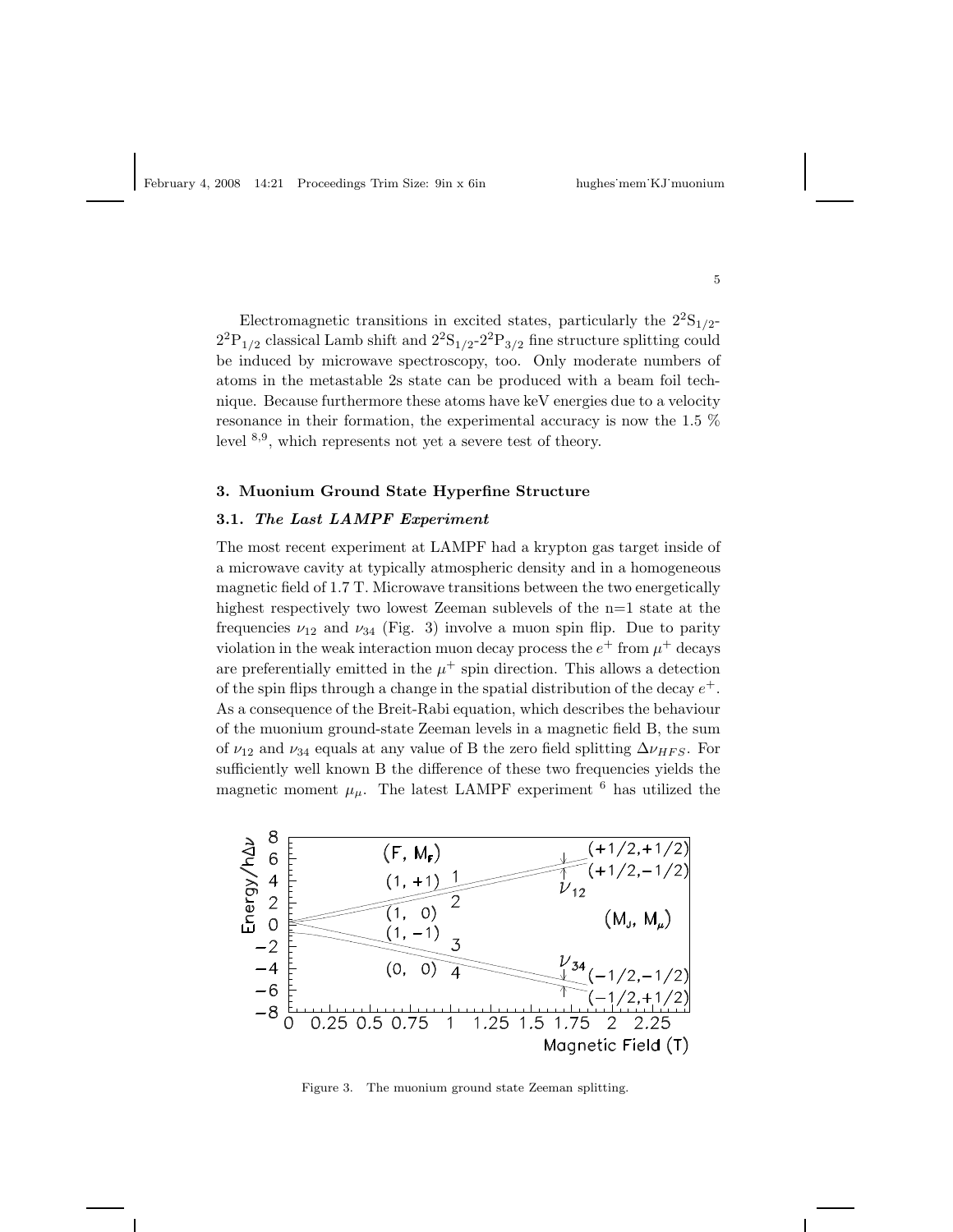Electromagnetic transitions in excited states, particularly the $2^2S_{1/2}$-$2^2P_{1/2}$ classical Lamb shift and $2^2S_{1/2}$-$2^2P_{3/2}$ fine structure splitting could be induced by microwave spectroscopy, too. Only moderate numbers of atoms in the metastable 2s state can be produced with a beam foil technique. Because furthermore these atoms have keV energies due to a velocity resonance in their formation, the experimental accuracy is now the 1.5 % level [8,9], which represents not yet a severe test of theory.

## 3. Muonium Ground State Hyperfine Structure

### 3.1. *The Last LAMPF Experiment*

The most recent experiment at LAMPF had a krypton gas target inside of a microwave cavity at typically atmospheric density and in a homogeneous magnetic field of 1.7 T. Microwave transitions between the two energetically highest respectively two lowest Zeeman sublevels of the n=1 state at the frequencies $\nu_{12}$ and $\nu_{34}$ (Fig. 3) involve a muon spin flip. Due to parity violation in the weak interaction muon decay process the $e^+$ from $\mu^+$ decays are preferentially emitted in the $\mu^+$ spin direction. This allows a detection of the spin flips through a change in the spatial distribution of the decay $e^+$. As a consequence of the Breit-Rabi equation, which describes the behaviour of the muonium ground-state Zeeman levels in a magnetic field B, the sum of $\nu_{12}$ and $\nu_{34}$ equals at any value of B the zero field splitting $\Delta\nu_{HFS}$. For sufficiently well known B the difference of these two frequencies yields the magnetic moment $\mu_\mu$. The latest LAMPF experiment [6] has utilized the

Figure 3. The muonium ground state Zeeman splitting.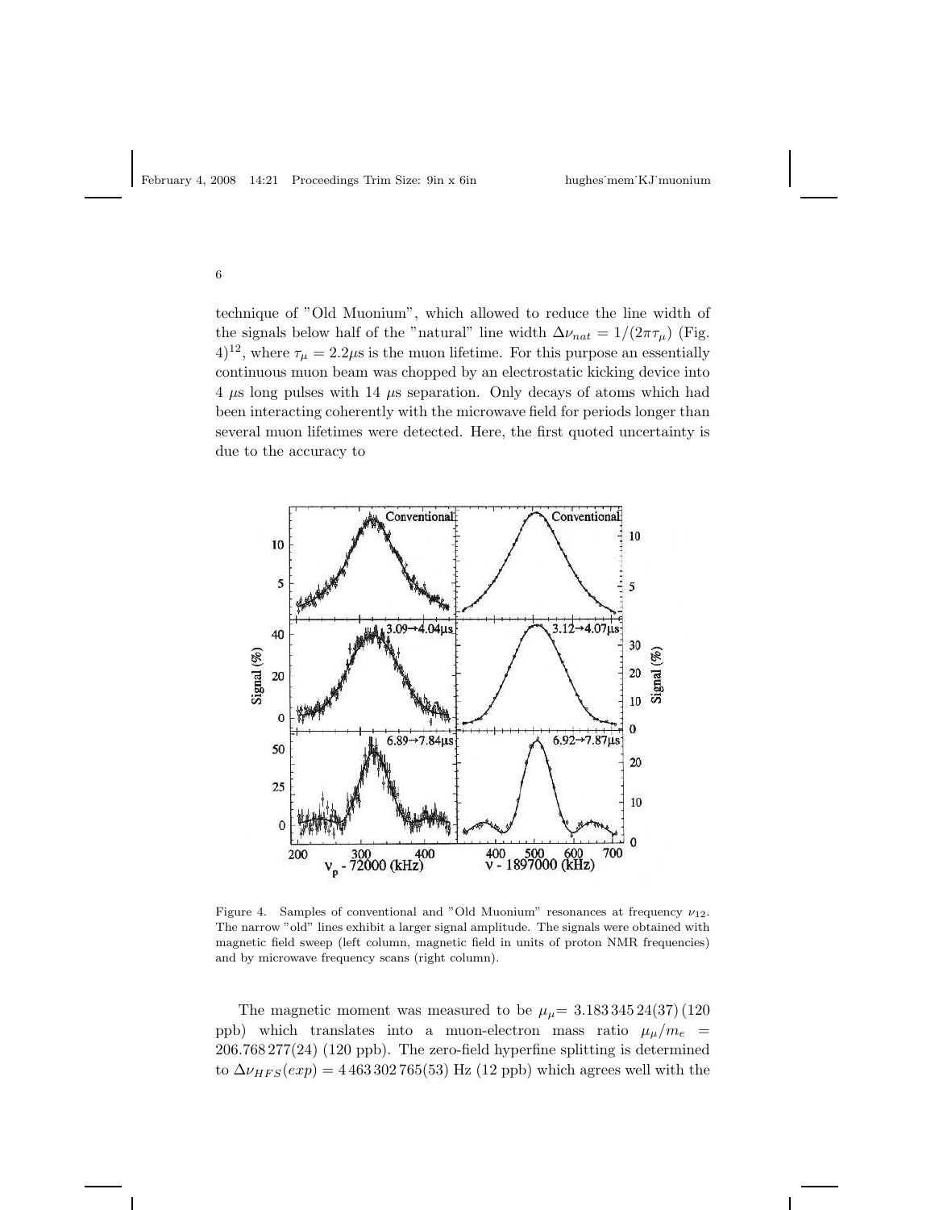technique of "Old Muonium", which allowed to reduce the line width of the signals below half of the "natural" line width $\Delta\nu_{nat} = 1/(2\pi\tau_\mu)$ (Fig. 4)[12], where $\tau_\mu = 2.2\mu$s is the muon lifetime. For this purpose an essentially continuous muon beam was chopped by an electrostatic kicking device into 4 $\mu$s long pulses with 14 $\mu$s separation. Only decays of atoms which had been interacting coherently with the microwave field for periods longer than several muon lifetimes were detected. Here, the first quoted uncertainty is due to the accuracy to

Figure 4. Samples of conventional and "Old Muonium" resonances at frequency $\nu_{12}$. The narrow "old" lines exhibit a larger signal amplitude. The signals were obtained with magnetic field sweep (left column, magnetic field in units of proton NMR frequencies) and by microwave frequency scans (right column).

The magnetic moment was measured to be $\mu_\mu$= 3.183 345 24(37) (120 ppb) which translates into a muon-electron mass ratio $\mu_\mu/m_e$ = 206.768 277(24) (120 ppb). The zero-field hyperfine splitting is determined to $\Delta\nu_{HFS}(exp) = 4\,463\,302\,765(53)$ Hz (12 ppb) which agrees well with the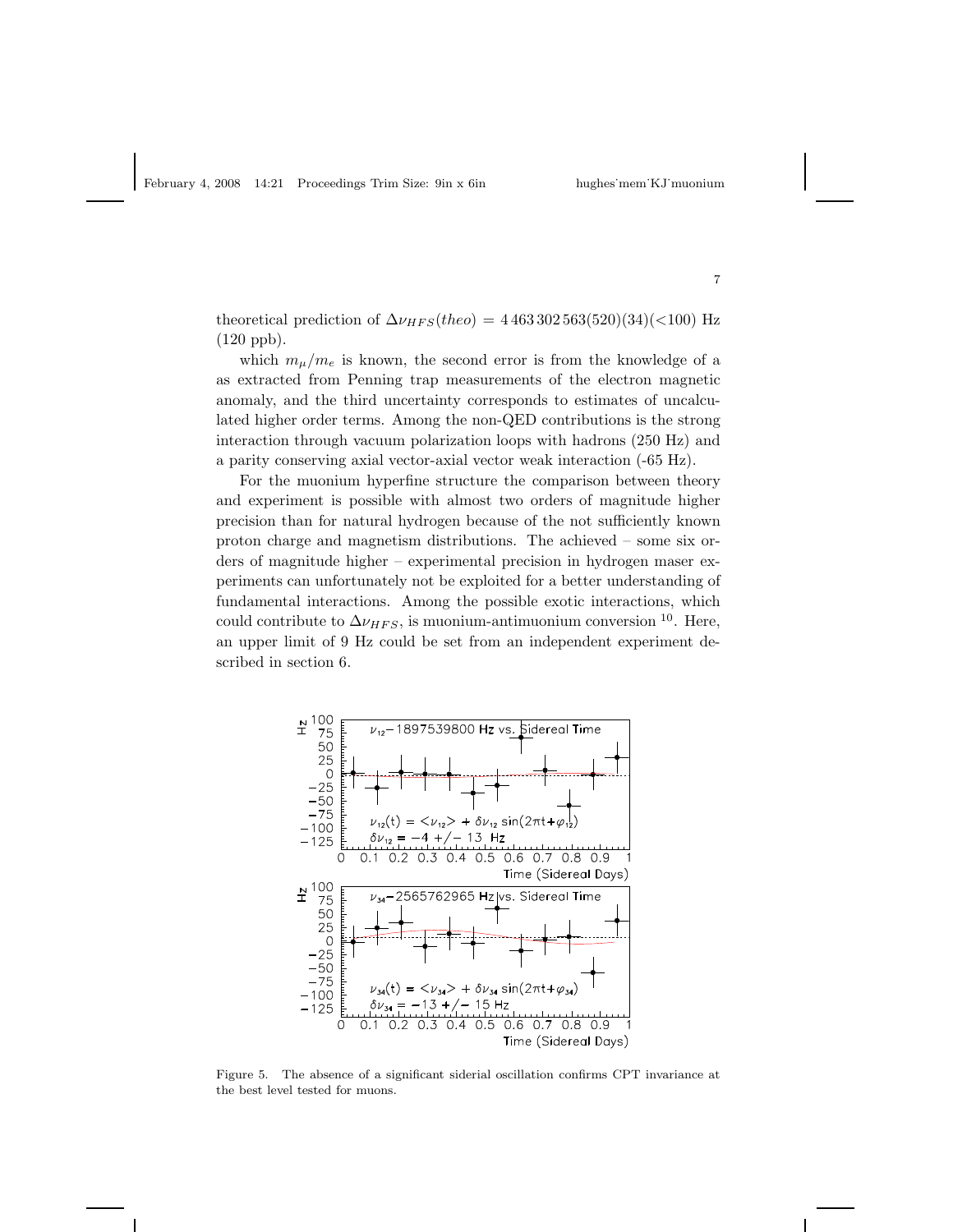theoretical prediction of $\Delta\nu_{HFS}(theo) = 4\,463\,302\,563(520)(34)(<100)$ Hz (120 ppb).

which $m_\mu/m_e$ is known, the second error is from the knowledge of a as extracted from Penning trap measurements of the electron magnetic anomaly, and the third uncertainty corresponds to estimates of uncalculated higher order terms. Among the non-QED contributions is the strong interaction through vacuum polarization loops with hadrons (250 Hz) and a parity conserving axial vector-axial vector weak interaction (-65 Hz).

For the muonium hyperfine structure the comparison between theory and experiment is possible with almost two orders of magnitude higher precision than for natural hydrogen because of the not sufficiently known proton charge and magnetism distributions. The achieved – some six orders of magnitude higher – experimental precision in hydrogen maser experiments can unfortunately not be exploited for a better understanding of fundamental interactions. Among the possible exotic interactions, which could contribute to $\Delta\nu_{HFS}$, is muonium-antimuonium conversion [10]. Here, an upper limit of 9 Hz could be set from an independent experiment described in section 6.

Figure 5. The absence of a significant siderial oscillation confirms CPT invariance at the best level tested for muons.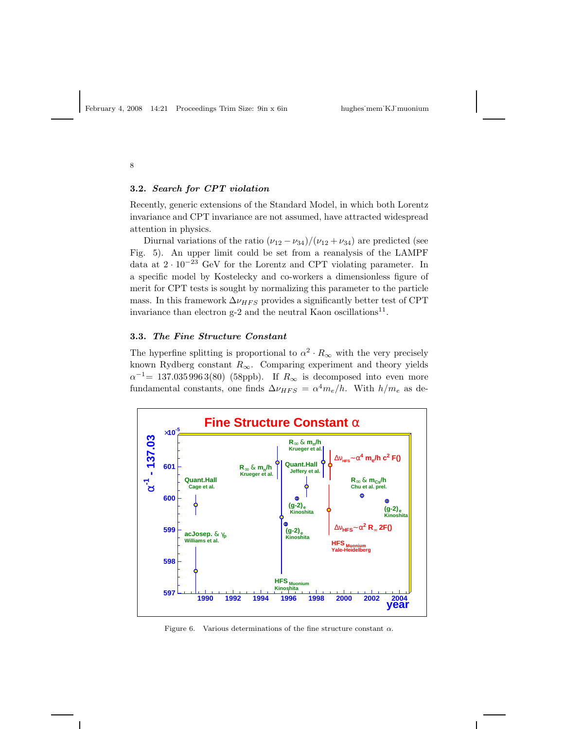### 3.2. *Search for CPT violation*

Recently, generic extensions of the Standard Model, in which both Lorentz invariance and CPT invariance are not assumed, have attracted widespread attention in physics.

Diurnal variations of the ratio $(\nu_{12} - \nu_{34})/(\nu_{12} + \nu_{34})$ are predicted (see Fig. 5). An upper limit could be set from a reanalysis of the LAMPF data at $2 \cdot 10^{-23}$ GeV for the Lorentz and CPT violating parameter. In a specific model by Kostelecky and co-workers a dimensionless figure of merit for CPT tests is sought by normalizing this parameter to the particle mass. In this framework $\Delta\nu_{HFS}$ provides a significantly better test of CPT invariance than electron g-2 and the neutral Kaon oscillations[11].

### 3.3. *The Fine Structure Constant*

The hyperfine splitting is proportional to $\alpha^2 \cdot R_\infty$ with the very precisely known Rydberg constant $R_\infty$. Comparing experiment and theory yields $\alpha^{-1}$= 137.035 996 3(80) (58ppb). If $R_\infty$ is decomposed into even more fundamental constants, one finds $\Delta\nu_{HFS} = \alpha^4 m_e/h$. With $h/m_e$ as de-

Figure 6. Various determinations of the fine structure constant $\alpha$.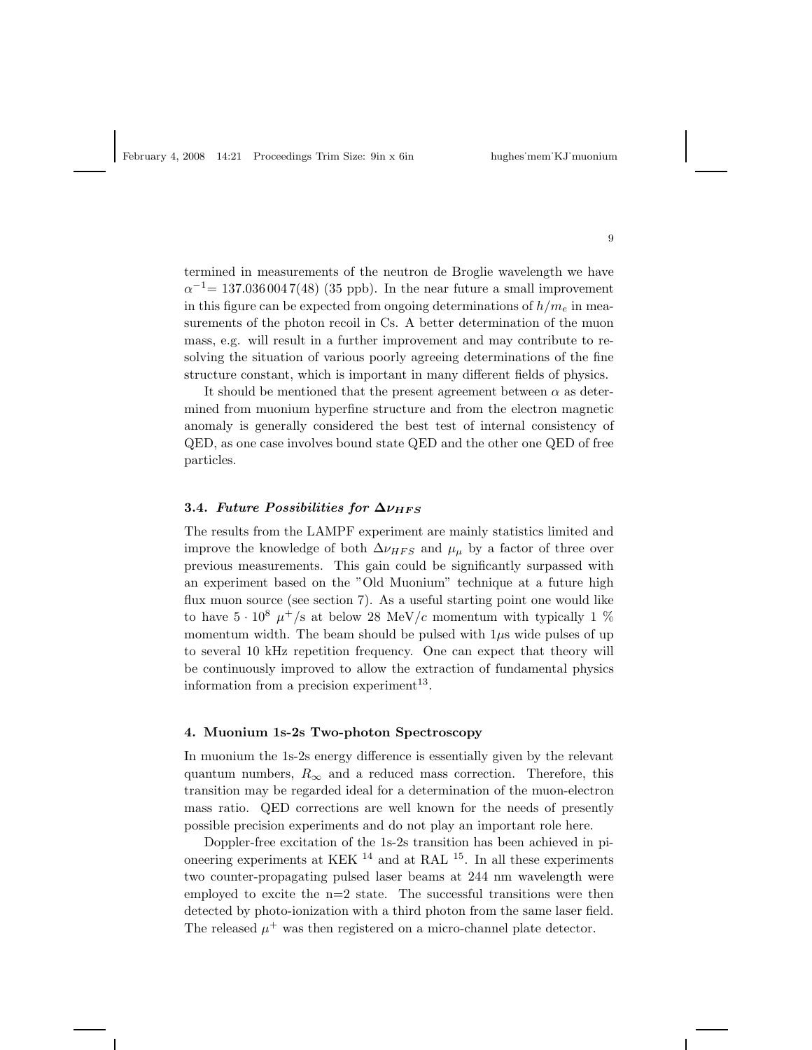termined in measurements of the neutron de Broglie wavelength we have $\alpha^{-1}$= 137.036 0047(48) (35 ppb). In the near future a small improvement in this figure can be expected from ongoing determinations of $h/m_e$ in measurements of the photon recoil in Cs. A better determination of the muon mass, e.g. will result in a further improvement and may contribute to resolving the situation of various poorly agreeing determinations of the fine structure constant, which is important in many different fields of physics.

It should be mentioned that the present agreement between $\alpha$ as determined from muonium hyperfine structure and from the electron magnetic anomaly is generally considered the best test of internal consistency of QED, as one case involves bound state QED and the other one QED of free particles.

### 3.4. *Future Possibilities for* $\Delta\nu_{HFS}$

The results from the LAMPF experiment are mainly statistics limited and improve the knowledge of both $\Delta\nu_{HFS}$ and $\mu_\mu$ by a factor of three over previous measurements. This gain could be significantly surpassed with an experiment based on the "Old Muonium" technique at a future high flux muon source (see section 7). As a useful starting point one would like to have $5 \cdot 10^8$ $\mu^+$/s at below 28 MeV/$c$ momentum with typically 1 % momentum width. The beam should be pulsed with 1$\mu$s wide pulses of up to several 10 kHz repetition frequency. One can expect that theory will be continuously improved to allow the extraction of fundamental physics information from a precision experiment[13].

## 4. Muonium 1s-2s Two-photon Spectroscopy

In muonium the 1s-2s energy difference is essentially given by the relevant quantum numbers, $R_\infty$ and a reduced mass correction. Therefore, this transition may be regarded ideal for a determination of the muon-electron mass ratio. QED corrections are well known for the needs of presently possible precision experiments and do not play an important role here.

Doppler-free excitation of the 1s-2s transition has been achieved in pioneering experiments at KEK [14] and at RAL [15]. In all these experiments two counter-propagating pulsed laser beams at 244 nm wavelength were employed to excite the n=2 state. The successful transitions were then detected by photo-ionization with a third photon from the same laser field. The released $\mu^+$ was then registered on a micro-channel plate detector.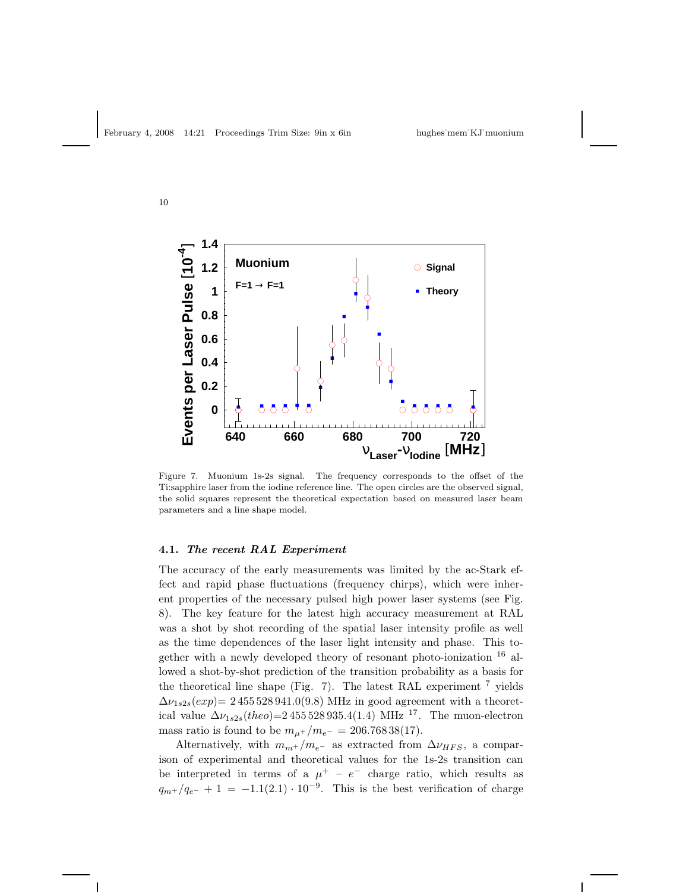Figure 7. Muonium 1s-2s signal. The frequency corresponds to the offset of the Ti:sapphire laser from the iodine reference line. The open circles are the observed signal, the solid squares represent the theoretical expectation based on measured laser beam parameters and a line shape model.

### 4.1. *The recent RAL Experiment*

The accuracy of the early measurements was limited by the ac-Stark effect and rapid phase fluctuations (frequency chirps), which were inherent properties of the necessary pulsed high power laser systems (see Fig. 8). The key feature for the latest high accuracy measurement at RAL was a shot by shot recording of the spatial laser intensity profile as well as the time dependences of the laser light intensity and phase. This together with a newly developed theory of resonant photo-ionization [16] allowed a shot-by-shot prediction of the transition probability as a basis for the theoretical line shape (Fig. 7). The latest RAL experiment [7] yields $\Delta\nu_{1s2s}(exp)= 2\,455\,528\,941.0(9.8)$ MHz in good agreement with a theoretical value $\Delta\nu_{1s2s}(theo)$=$2\,455\,528\,935.4(1.4)$ MHz [17]. The muon-electron mass ratio is found to be $m_{\mu^+}/m_{e^-} = 206.768\,38(17)$.

Alternatively, with $m_{m^+}/m_{e^-}$ as extracted from $\Delta\nu_{HFS}$, a comparison of experimental and theoretical values for the 1s-2s transition can be interpreted in terms of a $\mu^+$ – $e^-$ charge ratio, which results as $q_{m^+}/q_{e^-} + 1 = -1.1(2.1)\cdot 10^{-9}$. This is the best verification of charge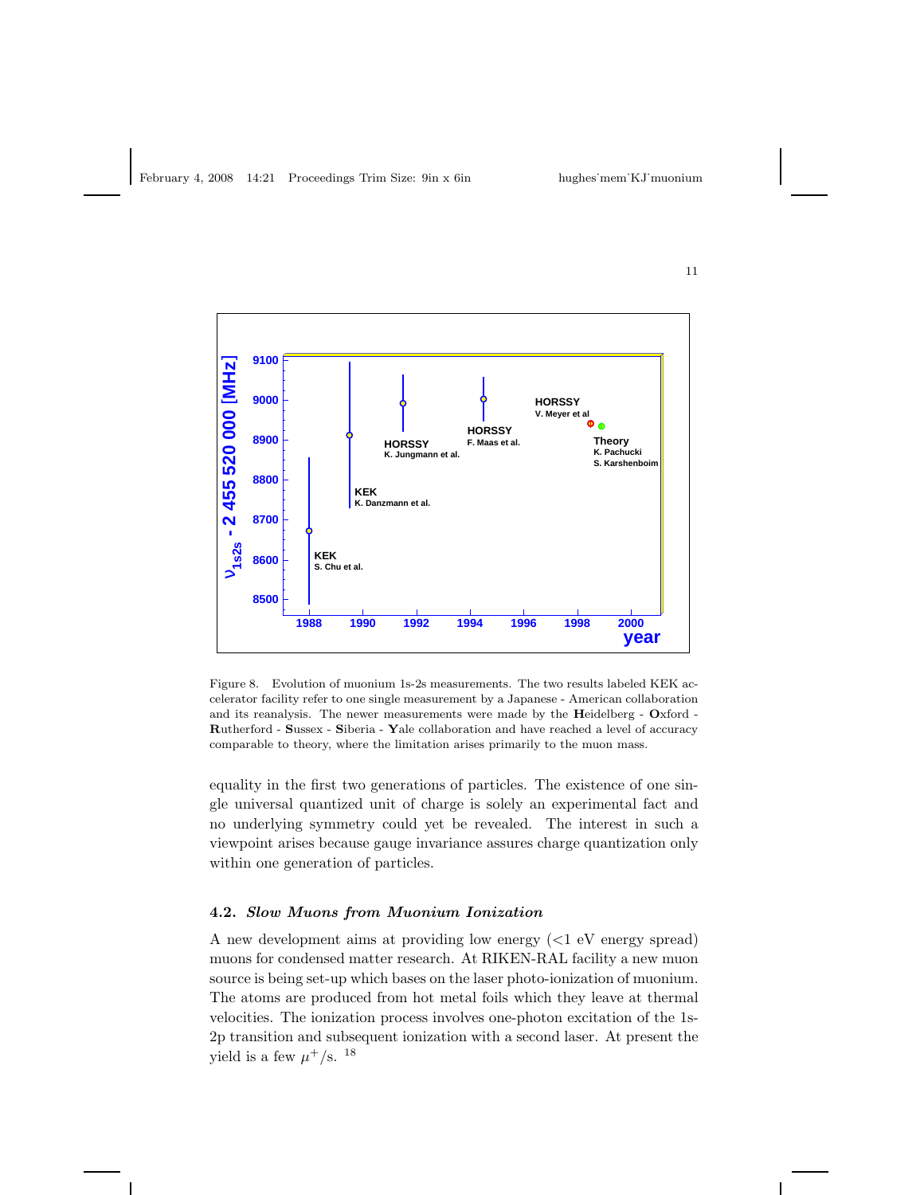Figure 8. Evolution of muonium 1s-2s measurements. The two results labeled KEK accelerator facility refer to one single measurement by a Japanese - American collaboration and its reanalysis. The newer measurements were made by the **H**eidelberg - **O**xford - **R**utherford - **S**ussex - **S**iberia - **Y**ale collaboration and have reached a level of accuracy comparable to theory, where the limitation arises primarily to the muon mass.

equality in the first two generations of particles. The existence of one single universal quantized unit of charge is solely an experimental fact and no underlying symmetry could yet be revealed. The interest in such a viewpoint arises because gauge invariance assures charge quantization only within one generation of particles.

### 4.2. *Slow Muons from Muonium Ionization*

A new development aims at providing low energy (<1 eV energy spread) muons for condensed matter research. At RIKEN-RAL facility a new muon source is being set-up which bases on the laser photo-ionization of muonium. The atoms are produced from hot metal foils which they leave at thermal velocities. The ionization process involves one-photon excitation of the 1s-2p transition and subsequent ionization with a second laser. At present the yield is a few $\mu^+$/s. [18]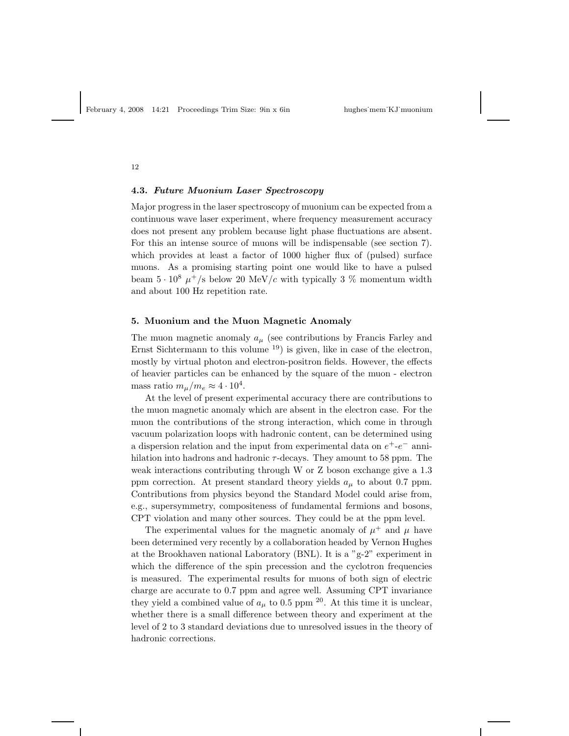### 4.3. *Future Muonium Laser Spectroscopy*

Major progress in the laser spectroscopy of muonium can be expected from a continuous wave laser experiment, where frequency measurement accuracy does not present any problem because light phase fluctuations are absent. For this an intense source of muons will be indispensable (see section 7). which provides at least a factor of 1000 higher flux of (pulsed) surface muons. As a promising starting point one would like to have a pulsed beam $5 \cdot 10^8$ $\mu^+$/s below 20 MeV/$c$ with typically 3 % momentum width and about 100 Hz repetition rate.

## 5. Muonium and the Muon Magnetic Anomaly

The muon magnetic anomaly $a_\mu$ (see contributions by Francis Farley and Ernst Sichtermann to this volume [19]) is given, like in case of the electron, mostly by virtual photon and electron-positron fields. However, the effects of heavier particles can be enhanced by the square of the muon - electron mass ratio $m_\mu/m_e \approx 4 \cdot 10^4$.

At the level of present experimental accuracy there are contributions to the muon magnetic anomaly which are absent in the electron case. For the muon the contributions of the strong interaction, which come in through vacuum polarization loops with hadronic content, can be determined using a dispersion relation and the input from experimental data on $e^+$-$e^-$ annihilation into hadrons and hadronic $\tau$-decays. They amount to 58 ppm. The weak interactions contributing through W or Z boson exchange give a 1.3 ppm correction. At present standard theory yields $a_\mu$ to about 0.7 ppm. Contributions from physics beyond the Standard Model could arise from, e.g., supersymmetry, compositeness of fundamental fermions and bosons, CPT violation and many other sources. They could be at the ppm level.

The experimental values for the magnetic anomaly of $\mu^+$ and $\mu$ have been determined very recently by a collaboration headed by Vernon Hughes at the Brookhaven national Laboratory (BNL). It is a "g-2" experiment in which the difference of the spin precession and the cyclotron frequencies is measured. The experimental results for muons of both sign of electric charge are accurate to 0.7 ppm and agree well. Assuming CPT invariance they yield a combined value of $a_\mu$ to 0.5 ppm [20]. At this time it is unclear, whether there is a small difference between theory and experiment at the level of 2 to 3 standard deviations due to unresolved issues in the theory of hadronic corrections.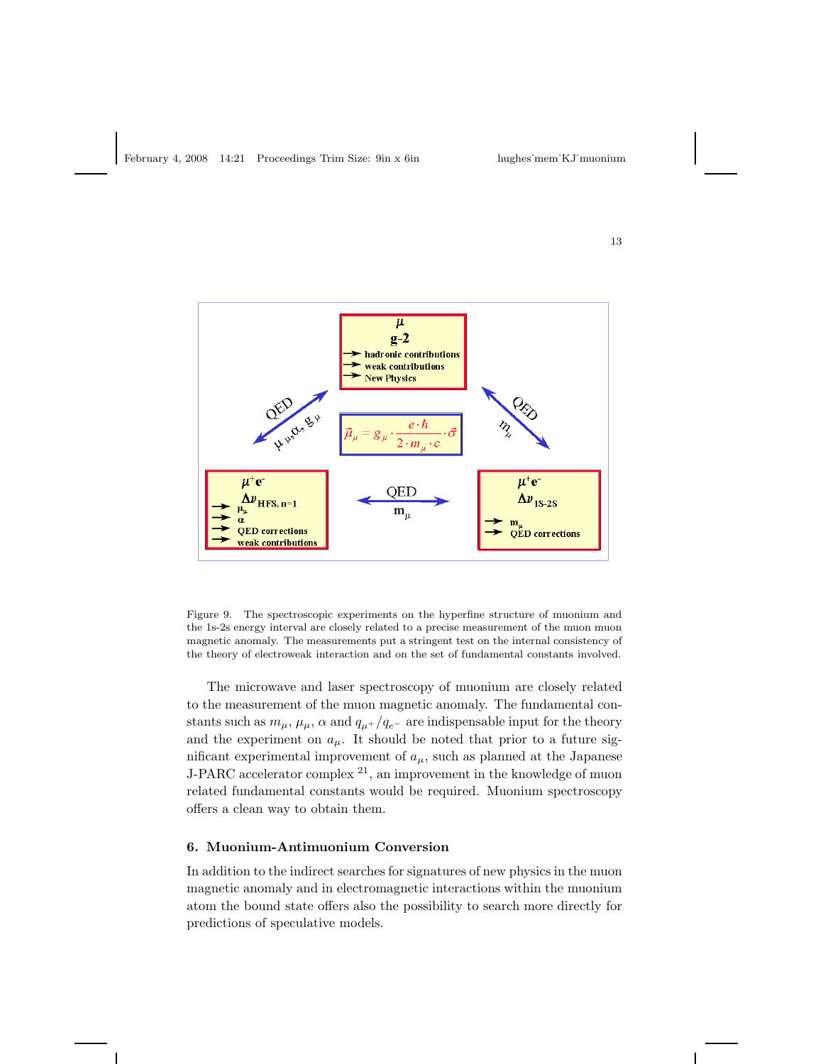Figure 9. The spectroscopic experiments on the hyperfine structure of muonium and the 1s-2s energy interval are closely related to a precise measurement of the muon muon magnetic anomaly. The measurements put a stringent test on the internal consistency of the theory of electroweak interaction and on the set of fundamental constants involved.

The microwave and laser spectroscopy of muonium are closely related to the measurement of the muon magnetic anomaly. The fundamental constants such as $m_\mu$, $\mu_\mu$, $\alpha$ and $q_{\mu^+}/q_{e^-}$ are indispensable input for the theory and the experiment on $a_\mu$. It should be noted that prior to a future significant experimental improvement of $a_\mu$, such as planned at the Japanese J-PARC accelerator complex [21], an improvement in the knowledge of muon related fundamental constants would be required. Muonium spectroscopy offers a clean way to obtain them.

## 6. Muonium-Antimuonium Conversion

In addition to the indirect searches for signatures of new physics in the muon magnetic anomaly and in electromagnetic interactions within the muonium atom the bound state offers also the possibility to search more directly for predictions of speculative models.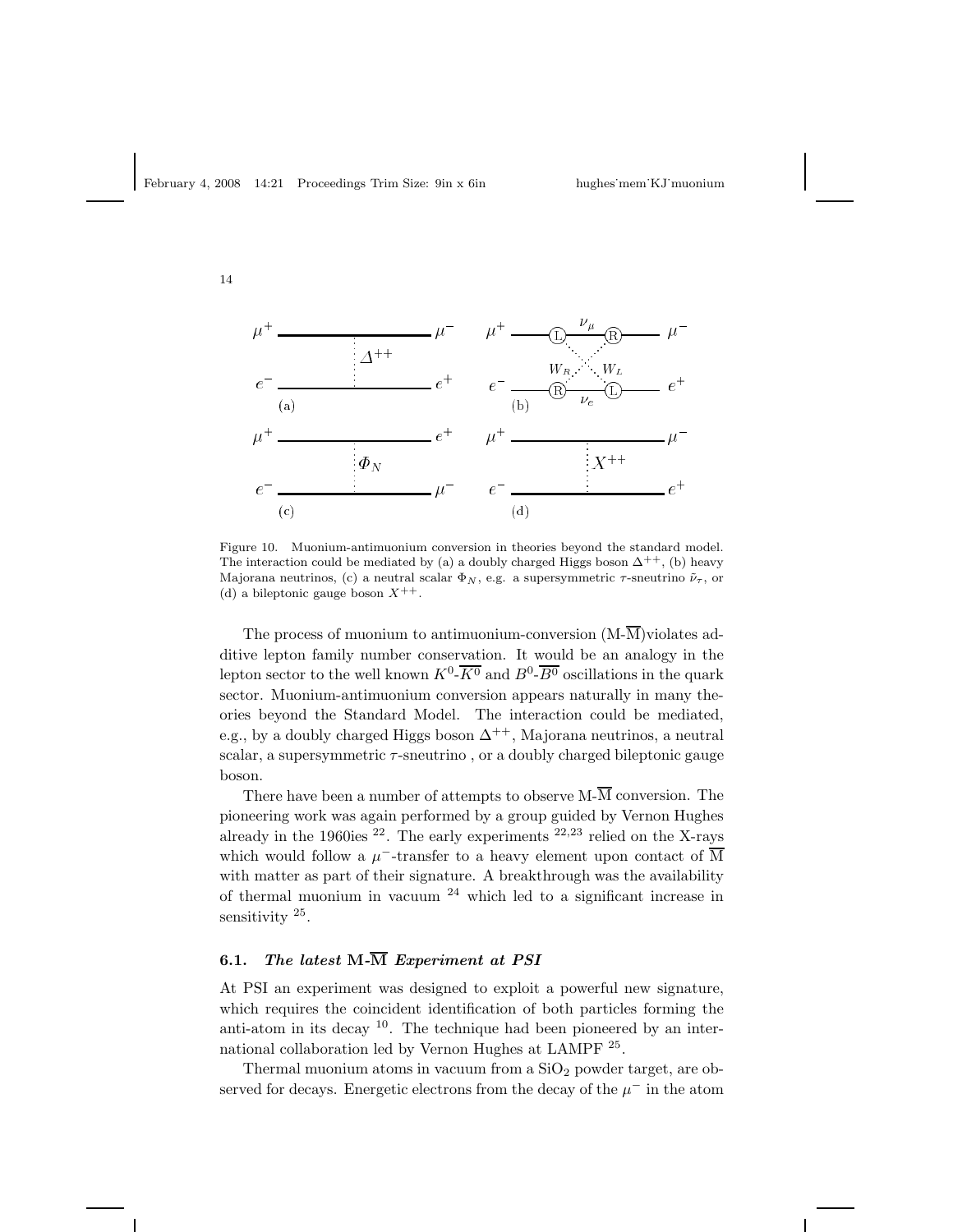Figure 10. Muonium-antimuonium conversion in theories beyond the standard model. The interaction could be mediated by (a) a doubly charged Higgs boson $\Delta^{++}$, (b) heavy Majorana neutrinos, (c) a neutral scalar $\Phi_N$, e.g. a supersymmetric $\tau$-sneutrino $\tilde{\nu}_\tau$, or (d) a bileptonic gauge boson $X^{++}$.

The process of muonium to antimuonium-conversion (M-$\overline{\text{M}}$)violates additive lepton family number conservation. It would be an analogy in the lepton sector to the well known $K^0$-$\overline{K^0}$ and $B^0$-$\overline{B^0}$ oscillations in the quark sector. Muonium-antimuonium conversion appears naturally in many theories beyond the Standard Model. The interaction could be mediated, e.g., by a doubly charged Higgs boson $\Delta^{++}$, Majorana neutrinos, a neutral scalar, a supersymmetric $\tau$-sneutrino , or a doubly charged bileptonic gauge boson.

There have been a number of attempts to observe M-$\overline{\text{M}}$ conversion. The pioneering work was again performed by a group guided by Vernon Hughes already in the 1960ies [22]. The early experiments [22,23] relied on the X-rays which would follow a $\mu^-$-transfer to a heavy element upon contact of $\overline{\text{M}}$ with matter as part of their signature. A breakthrough was the availability of thermal muonium in vacuum [24] which led to a significant increase in sensitivity [25].

### 6.1. *The latest* M-$\overline{\text{M}}$ *Experiment at PSI*

At PSI an experiment was designed to exploit a powerful new signature, which requires the coincident identification of both particles forming the anti-atom in its decay [10]. The technique had been pioneered by an international collaboration led by Vernon Hughes at LAMPF [25].

Thermal muonium atoms in vacuum from a $SiO_2$ powder target, are observed for decays. Energetic electrons from the decay of the $\mu^-$ in the atom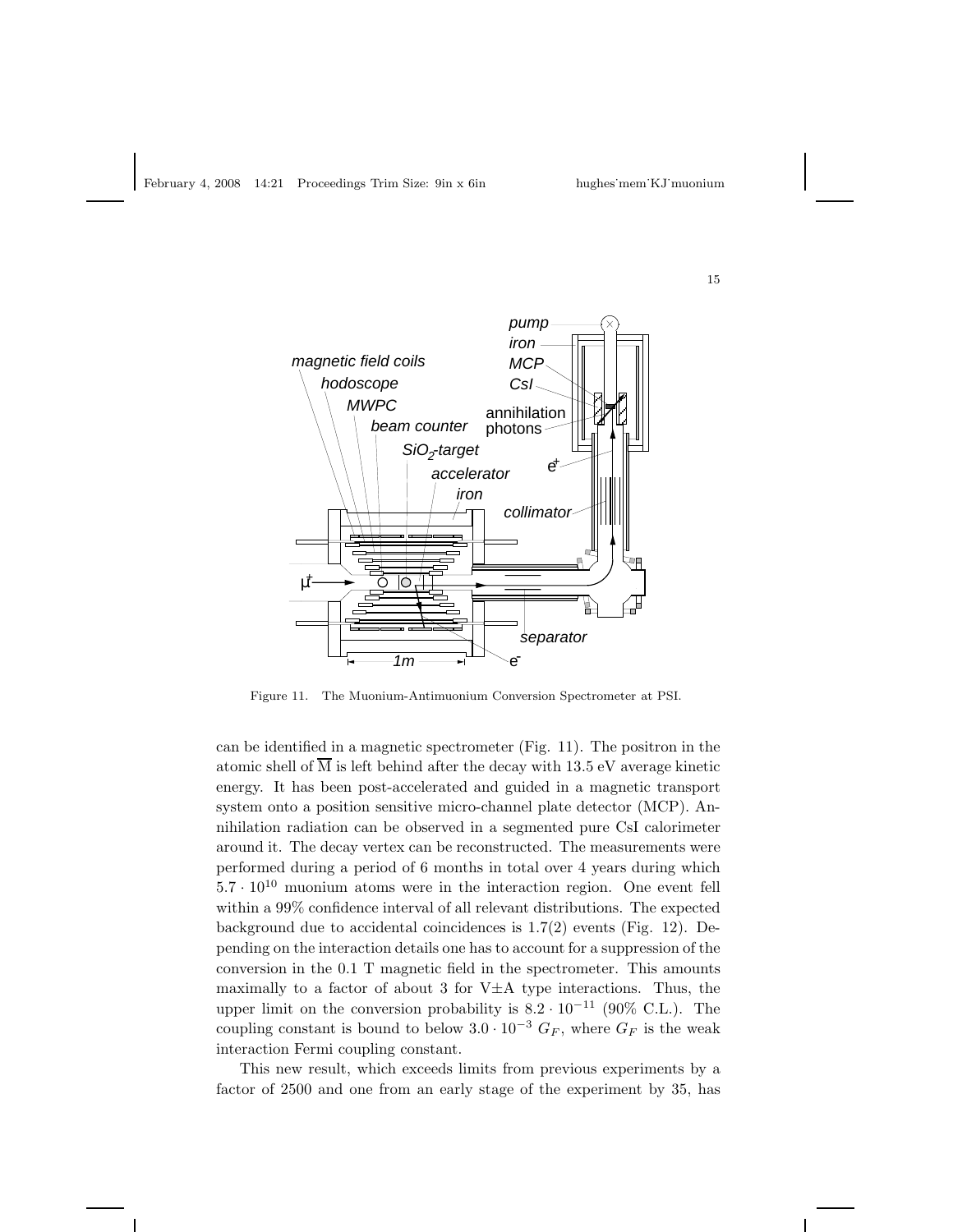Figure 11. The Muonium-Antimuonium Conversion Spectrometer at PSI.

can be identified in a magnetic spectrometer (Fig. 11). The positron in the atomic shell of $\overline{\mathrm{M}}$ is left behind after the decay with 13.5 eV average kinetic energy. It has been post-accelerated and guided in a magnetic transport system onto a position sensitive micro-channel plate detector (MCP). Annihilation radiation can be observed in a segmented pure CsI calorimeter around it. The decay vertex can be reconstructed. The measurements were performed during a period of 6 months in total over 4 years during which $5.7 \cdot 10^{10}$ muonium atoms were in the interaction region. One event fell within a 99% confidence interval of all relevant distributions. The expected background due to accidental coincidences is 1.7(2) events (Fig. 12). Depending on the interaction details one has to account for a suppression of the conversion in the 0.1 T magnetic field in the spectrometer. This amounts maximally to a factor of about 3 for V$\pm$A type interactions. Thus, the upper limit on the conversion probability is $8.2 \cdot 10^{-11}$ (90% C.L.). The coupling constant is bound to below $3.0 \cdot 10^{-3}$ $G_F$, where $G_F$ is the weak interaction Fermi coupling constant.

This new result, which exceeds limits from previous experiments by a factor of 2500 and one from an early stage of the experiment by 35, has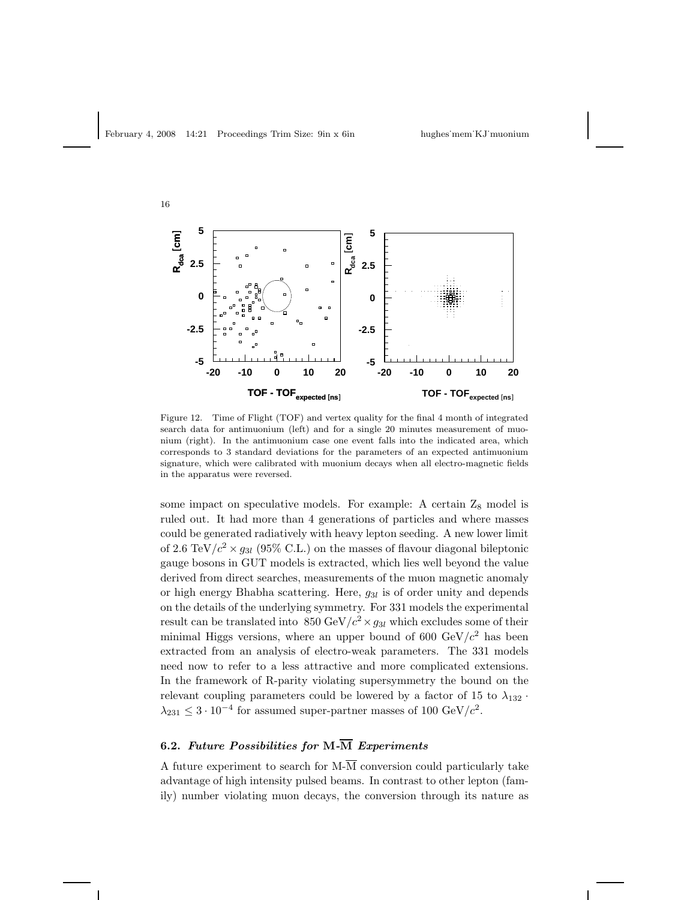Figure 12. Time of Flight (TOF) and vertex quality for the final 4 month of integrated search data for antimuonium (left) and for a single 20 minutes measurement of muonium (right). In the antimuonium case one event falls into the indicated area, which corresponds to 3 standard deviations for the parameters of an expected antimuonium signature, which were calibrated with muonium decays when all electro-magnetic fields in the apparatus were reversed.

some impact on speculative models. For example: A certain $Z_8$ model is ruled out. It had more than 4 generations of particles and where masses could be generated radiatively with heavy lepton seeding. A new lower limit of 2.6 TeV/$c^2 \times g_{3l}$ (95% C.L.) on the masses of flavour diagonal bileptonic gauge bosons in GUT models is extracted, which lies well beyond the value derived from direct searches, measurements of the muon magnetic anomaly or high energy Bhabha scattering. Here, $g_{3l}$ is of order unity and depends on the details of the underlying symmetry. For 331 models the experimental result can be translated into 850 GeV/$c^2 \times g_{3l}$ which excludes some of their minimal Higgs versions, where an upper bound of 600 GeV/$c^2$ has been extracted from an analysis of electro-weak parameters. The 331 models need now to refer to a less attractive and more complicated extensions. In the framework of R-parity violating supersymmetry the bound on the relevant coupling parameters could be lowered by a factor of 15 to $\lambda_{132} \cdot \lambda_{231} \leq 3 \cdot 10^{-4}$ for assumed super-partner masses of 100 GeV/$c^2$.

### 6.2. *Future Possibilities for* $\mathbf{M}$-$\overline{\mathbf{M}}$ *Experiments*

A future experiment to search for M-$\overline{\mathrm{M}}$ conversion could particularly take advantage of high intensity pulsed beams. In contrast to other lepton (family) number violating muon decays, the conversion through its nature as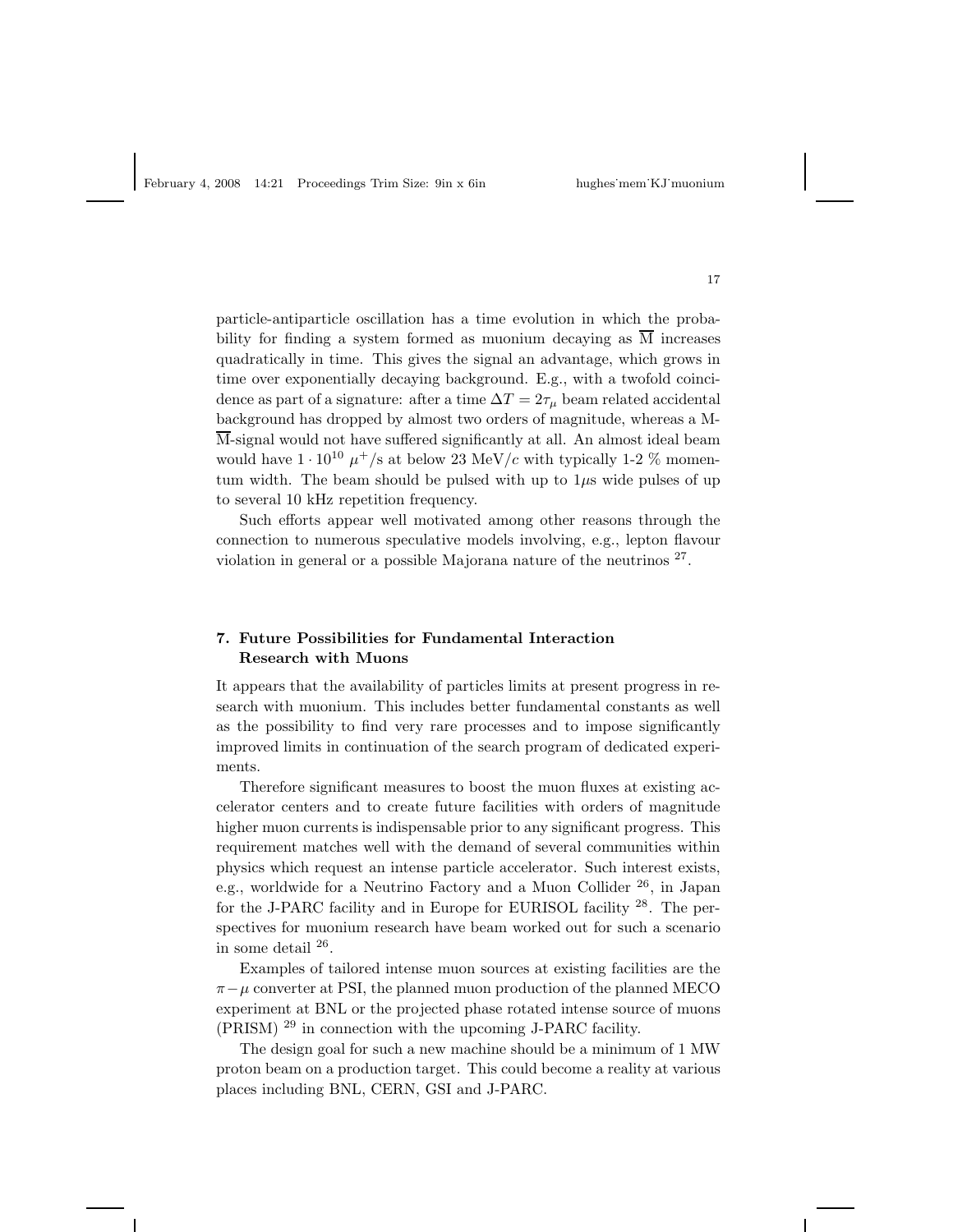particle-antiparticle oscillation has a time evolution in which the probability for finding a system formed as muonium decaying as $\overline{\mathrm{M}}$ increases quadratically in time. This gives the signal an advantage, which grows in time over exponentially decaying background. E.g., with a twofold coincidence as part of a signature: after a time $\Delta T = 2\tau_\mu$ beam related accidental background has dropped by almost two orders of magnitude, whereas a M-$\overline{\mathrm{M}}$-signal would not have suffered significantly at all. An almost ideal beam would have $1 \cdot 10^{10}$ $\mu^+$/s at below 23 MeV/$c$ with typically 1-2 % momentum width. The beam should be pulsed with up to $1\mu$s wide pulses of up to several 10 kHz repetition frequency.

Such efforts appear well motivated among other reasons through the connection to numerous speculative models involving, e.g., lepton flavour violation in general or a possible Majorana nature of the neutrinos [27].

## 7. Future Possibilities for Fundamental Interaction Research with Muons

It appears that the availability of particles limits at present progress in research with muonium. This includes better fundamental constants as well as the possibility to find very rare processes and to impose significantly improved limits in continuation of the search program of dedicated experiments.

Therefore significant measures to boost the muon fluxes at existing accelerator centers and to create future facilities with orders of magnitude higher muon currents is indispensable prior to any significant progress. This requirement matches well with the demand of several communities within physics which request an intense particle accelerator. Such interest exists, e.g., worldwide for a Neutrino Factory and a Muon Collider [26], in Japan for the J-PARC facility and in Europe for EURISOL facility [28]. The perspectives for muonium research have beam worked out for such a scenario in some detail [26].

Examples of tailored intense muon sources at existing facilities are the $\pi - \mu$ converter at PSI, the planned muon production of the planned MECO experiment at BNL or the projected phase rotated intense source of muons (PRISM) [29] in connection with the upcoming J-PARC facility.

The design goal for such a new machine should be a minimum of 1 MW proton beam on a production target. This could become a reality at various places including BNL, CERN, GSI and J-PARC.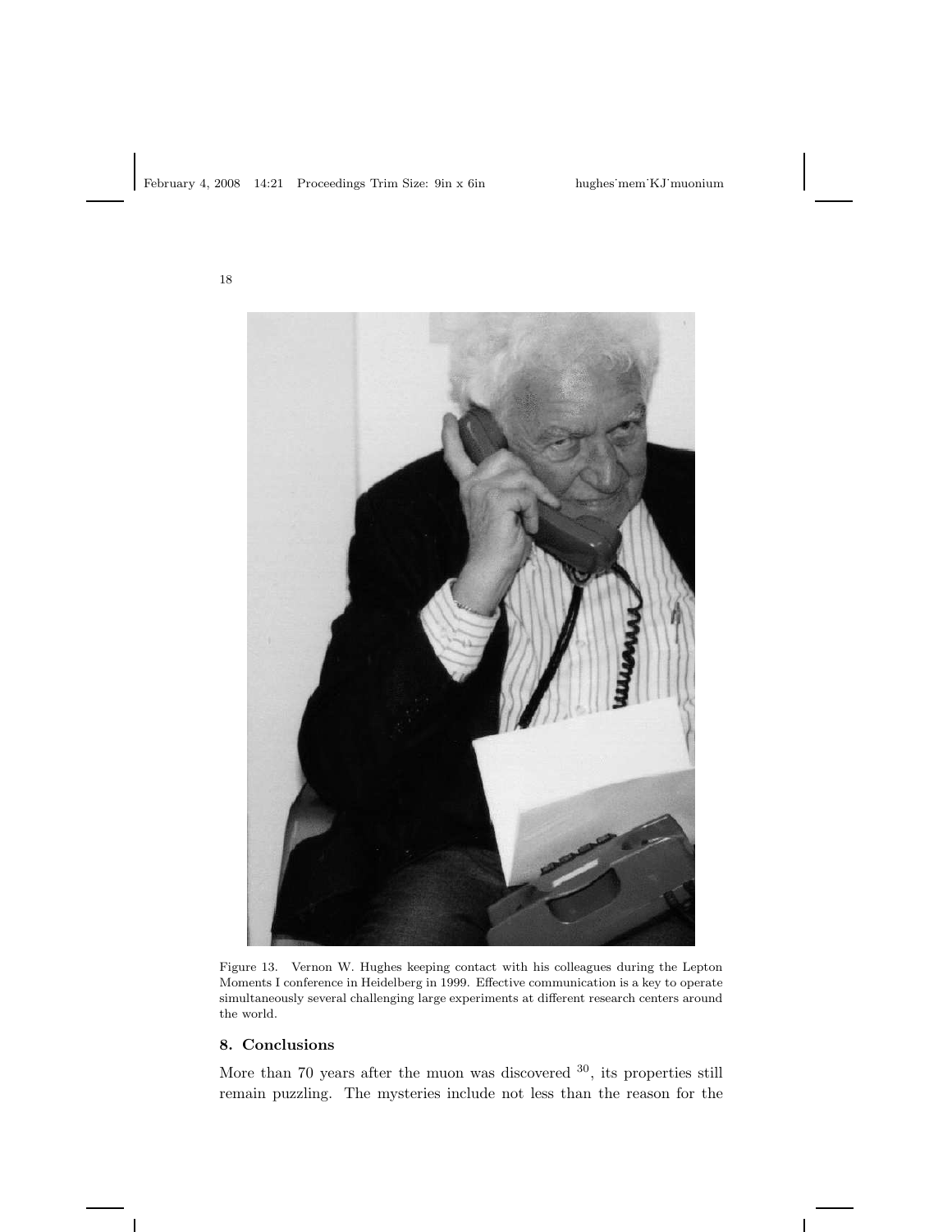Figure 13. Vernon W. Hughes keeping contact with his colleagues during the Lepton Moments I conference in Heidelberg in 1999. Effective communication is a key to operate simultaneously several challenging large experiments at different research centers around the world.

## 8. Conclusions

More than 70 years after the muon was discovered [30], its properties still remain puzzling. The mysteries include not less than the reason for the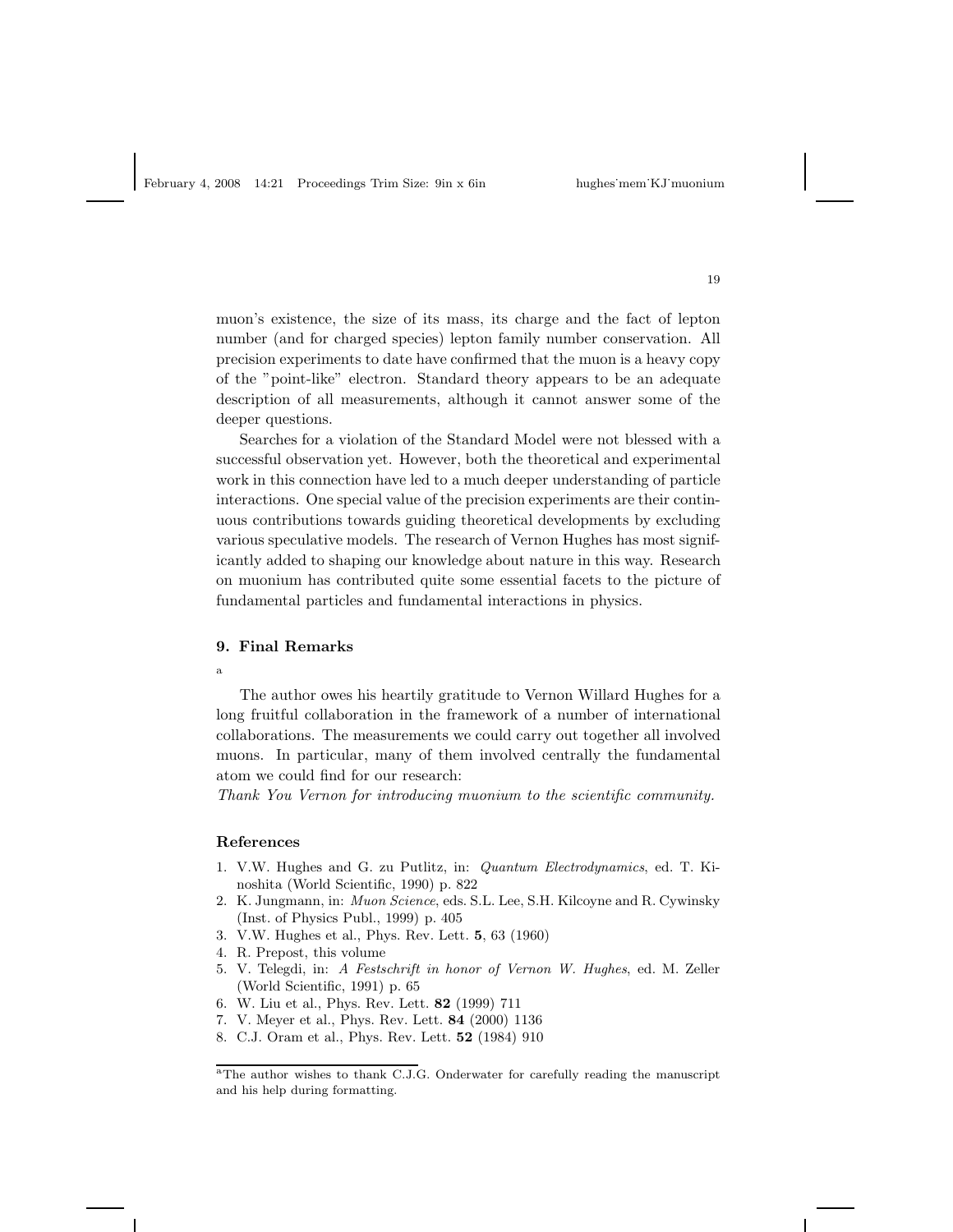muon's existence, the size of its mass, its charge and the fact of lepton number (and for charged species) lepton family number conservation. All precision experiments to date have confirmed that the muon is a heavy copy of the "point-like" electron. Standard theory appears to be an adequate description of all measurements, although it cannot answer some of the deeper questions.

Searches for a violation of the Standard Model were not blessed with a successful observation yet. However, both the theoretical and experimental work in this connection have led to a much deeper understanding of particle interactions. One special value of the precision experiments are their continuous contributions towards guiding theoretical developments by excluding various speculative models. The research of Vernon Hughes has most significantly added to shaping our knowledge about nature in this way. Research on muonium has contributed quite some essential facets to the picture of fundamental particles and fundamental interactions in physics.

## 9. Final Remarks

[a]

The author owes his heartily gratitude to Vernon Willard Hughes for a long fruitful collaboration in the framework of a number of international collaborations. The measurements we could carry out together all involved muons. In particular, many of them involved centrally the fundamental atom we could find for our research:

*Thank You Vernon for introducing muonium to the scientific community.*

## References

1. V.W. Hughes and G. zu Putlitz, in: *Quantum Electrodynamics*, ed. T. Kinoshita (World Scientific, 1990) p. 822
2. K. Jungmann, in: *Muon Science*, eds. S.L. Lee, S.H. Kilcoyne and R. Cywinsky (Inst. of Physics Publ., 1999) p. 405
3. V.W. Hughes et al., Phys. Rev. Lett. **5**, 63 (1960)
4. R. Prepost, this volume
5. V. Telegdi, in: *A Festschrift in honor of Vernon W. Hughes*, ed. M. Zeller (World Scientific, 1991) p. 65
6. W. Liu et al., Phys. Rev. Lett. **82** (1999) 711
7. V. Meyer et al., Phys. Rev. Lett. **84** (2000) 1136
8. C.J. Oram et al., Phys. Rev. Lett. **52** (1984) 910

[a] The author wishes to thank C.J.G. Onderwater for carefully reading the manuscript and his help during formatting.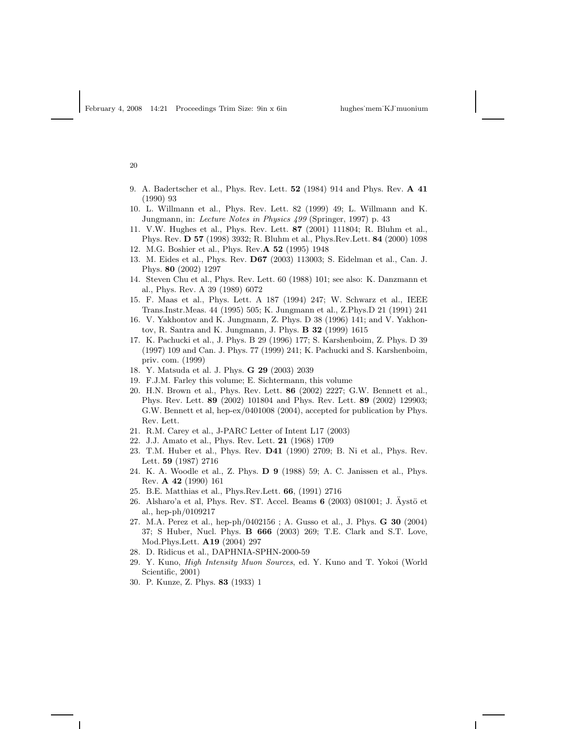9. A. Badertscher et al., Phys. Rev. Lett. **52** (1984) 914 and Phys. Rev. **A 41** (1990) 93
10. L. Willmann et al., Phys. Rev. Lett. 82 (1999) 49; L. Willmann and K. Jungmann, in: *Lecture Notes in Physics 499* (Springer, 1997) p. 43
11. V.W. Hughes et al., Phys. Rev. Lett. **87** (2001) 111804; R. Bluhm et al., Phys. Rev. **D 57** (1998) 3932; R. Bluhm et al., Phys.Rev.Lett. **84** (2000) 1098
12. M.G. Boshier et al., Phys. Rev.**A 52** (1995) 1948
13. M. Eides et al., Phys. Rev. **D67** (2003) 113003; S. Eidelman et al., Can. J. Phys. **80** (2002) 1297
14. Steven Chu et al., Phys. Rev. Lett. 60 (1988) 101; see also: K. Danzmann et al., Phys. Rev. A 39 (1989) 6072
15. F. Maas et al., Phys. Lett. A 187 (1994) 247; W. Schwarz et al., IEEE Trans.Instr.Meas. 44 (1995) 505; K. Jungmann et al., Z.Phys.D 21 (1991) 241
16. V. Yakhontov and K. Jungmann, Z. Phys. D 38 (1996) 141; and V. Yakhontov, R. Santra and K. Jungmann, J. Phys. **B 32** (1999) 1615
17. K. Pachucki et al., J. Phys. B 29 (1996) 177; S. Karshenboim, Z. Phys. D 39 (1997) 109 and Can. J. Phys. 77 (1999) 241; K. Pachucki and S. Karshenboim, priv. com. (1999)
18. Y. Matsuda et al. J. Phys. **G 29** (2003) 2039
19. F.J.M. Farley this volume; E. Sichtermann, this volume
20. H.N. Brown et al., Phys. Rev. Lett. **86** (2002) 2227; G.W. Bennett et al., Phys. Rev. Lett. **89** (2002) 101804 and Phys. Rev. Lett. **89** (2002) 129903; G.W. Bennett et al, hep-ex/0401008 (2004), accepted for publication by Phys. Rev. Lett.
21. R.M. Carey et al., J-PARC Letter of Intent L17 (2003)
22. J.J. Amato et al., Phys. Rev. Lett. **21** (1968) 1709
23. T.M. Huber et al., Phys. Rev. **D41** (1990) 2709; B. Ni et al., Phys. Rev. Lett. **59** (1987) 2716
24. K. A. Woodle et al., Z. Phys. **D 9** (1988) 59; A. C. Janissen et al., Phys. Rev. **A 42** (1990) 161
25. B.E. Matthias et al., Phys.Rev.Lett. **66**, (1991) 2716
26. Alsharo'a et al, Phys. Rev. ST. Accel. Beams **6** (2003) 081001; J. Äystö et al., hep-ph/0109217
27. M.A. Perez et al., hep-ph/0402156 ; A. Gusso et al., J. Phys. **G 30** (2004) 37; S Huber, Nucl. Phys. **B 666** (2003) 269; T.E. Clark and S.T. Love, Mod.Phys.Lett. **A19** (2004) 297
28. D. Ridicus et al., DAPHNIA-SPHN-2000-59
29. Y. Kuno, *High Intensity Muon Sources*, ed. Y. Kuno and T. Yokoi (World Scientific, 2001)
30. P. Kunze, Z. Phys. **83** (1933) 1